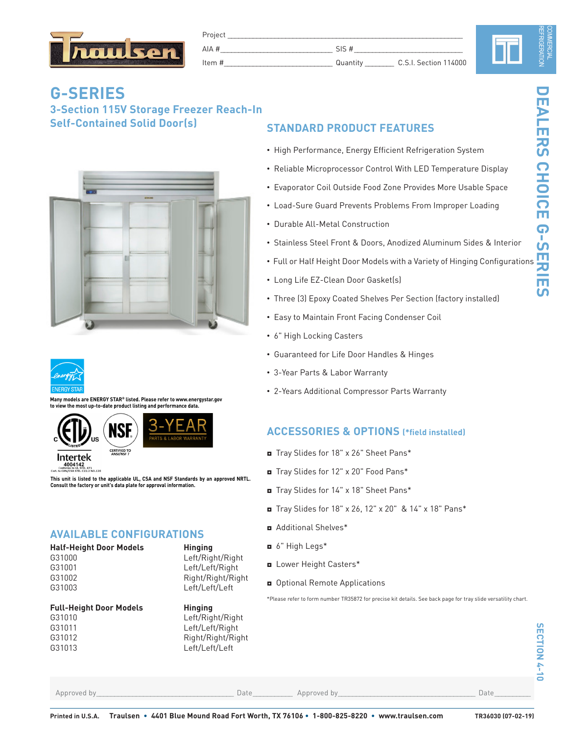Project ______________________

AIA #______________ SIS #______________

Item #______________ Quantity ________ C.S.I. Section 114000

COMMERCIAL REFRIGERATION

DEALERS CHOICE G-SERIES

# G-SERIES

## 3-Section 115V Storage Freezer Reach-In Self-Contained Solid Door(s)

ENERGY STAR

**Many models are ENERGY STAR® listed. Please refer to www.energystar.gov to view the most up-to-date product listing and performance data.**

Intertek 4004142 Conforms to UL STD. 471 Cert. to CAN/CSA STD. C22.2 NO.120

NSF CERTIFIED TO ANSI/NSF 7

3-YEAR PARTS & LABOR WARRANTY

**This unit is listed to the applicable UL, CSA and NSF Standards by an approved NRTL. Consult the factory or unit's data plate for approval information.**

## AVAILABLE CONFIGURATIONS

| Half-Height Door Models | Hinging |
|---|---|
| G31000 | Left/Right/Right |
| G31001 | Left/Left/Right |
| G31002 | Right/Right/Right |
| G31003 | Left/Left/Left |

| Full-Height Door Models | Hinging |
|---|---|
| G31010 | Left/Right/Right |
| G31011 | Left/Left/Right |
| G31012 | Right/Right/Right |
| G31013 | Left/Left/Left |

## STANDARD PRODUCT FEATURES

- High Performance, Energy Efficient Refrigeration System
- Reliable Microprocessor Control With LED Temperature Display
- Evaporator Coil Outside Food Zone Provides More Usable Space
- Load-Sure Guard Prevents Problems From Improper Loading
- Durable All-Metal Construction
- Stainless Steel Front & Doors, Anodized Aluminum Sides & Interior
- Full or Half Height Door Models with a Variety of Hinging Configurations
- Long Life EZ-Clean Door Gasket(s)
- Three (3) Epoxy Coated Shelves Per Section (factory installed)
- Easy to Maintain Front Facing Condenser Coil
- 6" High Locking Casters
- Guaranteed for Life Door Handles & Hinges
- 3-Year Parts & Labor Warranty
- 2-Years Additional Compressor Parts Warranty

## ACCESSORIES & OPTIONS (*field installed)

- Tray Slides for 18" x 26" Sheet Pans*
- Tray Slides for 12" x 20" Food Pans*
- Tray Slides for 14" x 18" Sheet Pans*
- Tray Slides for 18" x 26, 12" x 20" & 14" x 18" Pans*
- Additional Shelves*
- 6" High Legs*
- Lower Height Casters*
- Optional Remote Applications

*Please refer to form number TR35872 for precise kit details. See back page for tray slide versatility chart.

SECTION 4-10

Approved by______________ Date__________ Approved by______________ Date__________

Printed in U.S.A. **Traulsen • 4401 Blue Mound Road Fort Worth, TX 76106 • 1-800-825-8220 • www.traulsen.com** TR36030 (07-02-19)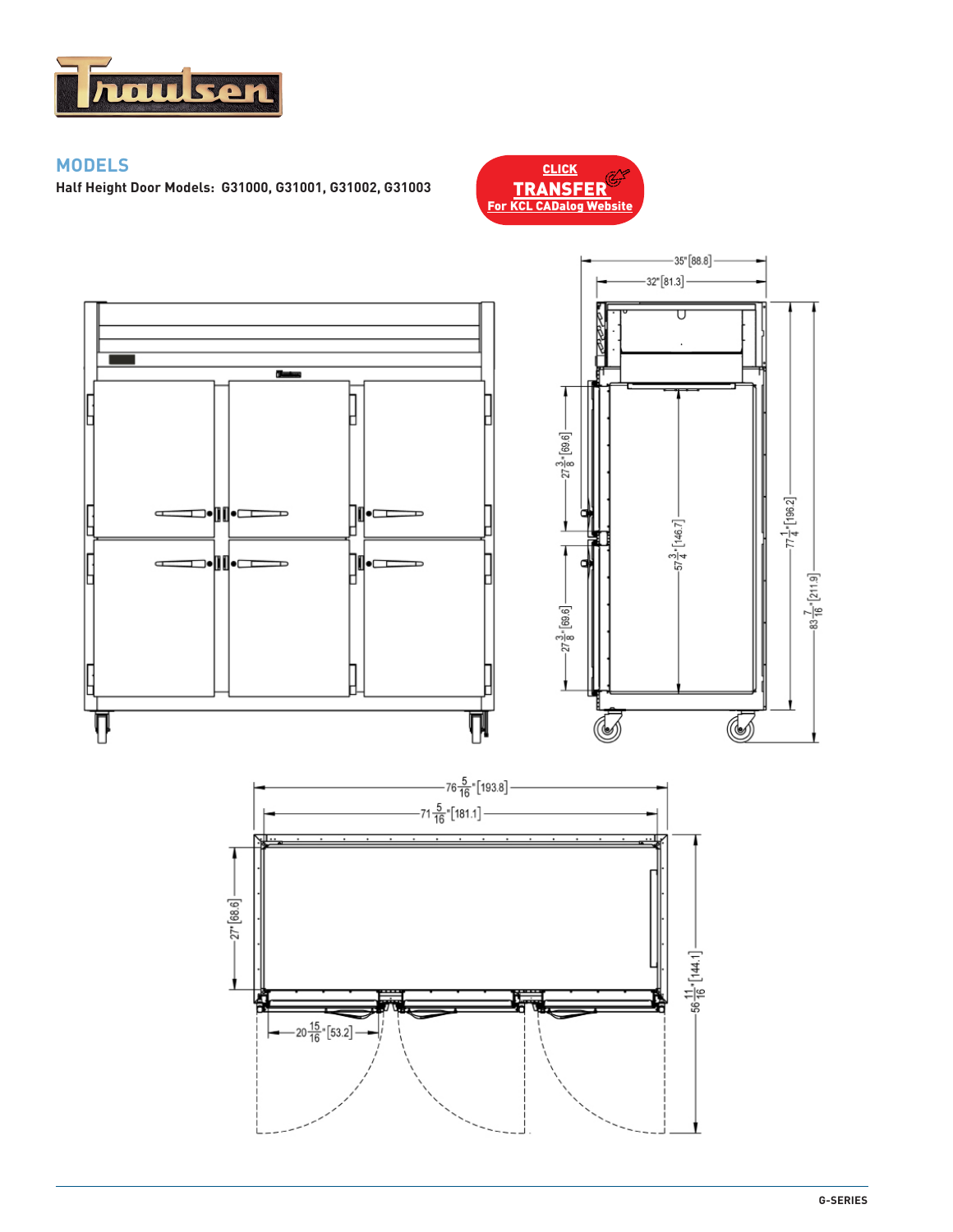## MODELS

**Half Height Door Models: G31000, G31001, G31002, G31003**

CLICK
TRANSFER
For KCL CADalog Website

35" [88.8]

32" [81.3]

$27\frac{3}{8}$" [69.6]

$27\frac{3}{8}$" [69.6]

$57\frac{3}{4}$" [146.7]

$77\frac{1}{4}$" [196.2]

$83\frac{7}{16}$" [211.9]

$76\frac{5}{16}$" [193.8]

$71\frac{5}{16}$" [181.1]

27" [68.6]

$56\frac{11}{16}$" [144.1]

$20\frac{15}{16}$" [53.2]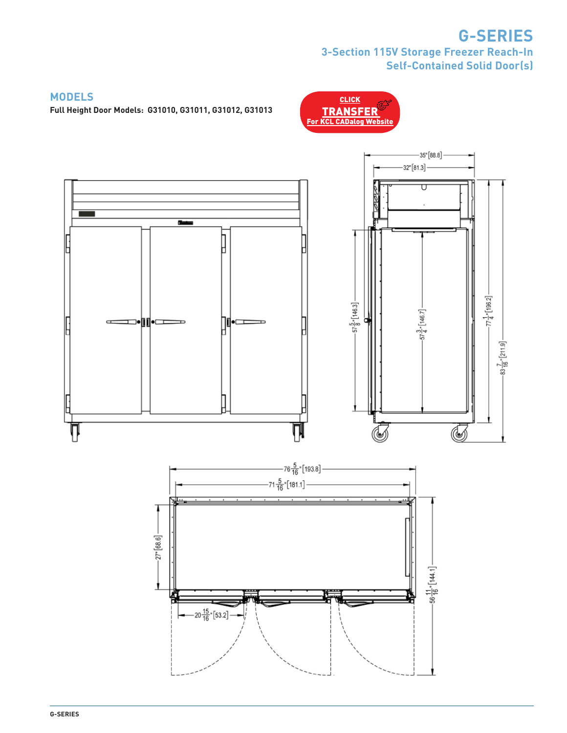# G-SERIES

## 3-Section 115V Storage Freezer Reach-In Self-Contained Solid Door(s)

## MODELS

**Full Height Door Models: G31010, G31011, G31012, G31013**

CLICK **TRANSFER** For KCL CADalog Website

35" [88.8]

32" [81.3]

57 5/8" [146.3]

57 3/4" [146.7]

77 1/4" [196.2]

83 7/16" [211.9]

76 5/16" [193.8]

71 5/16" [181.1]

27" [68.6]

56 11/16" [144.1]

20 15/16" [53.2]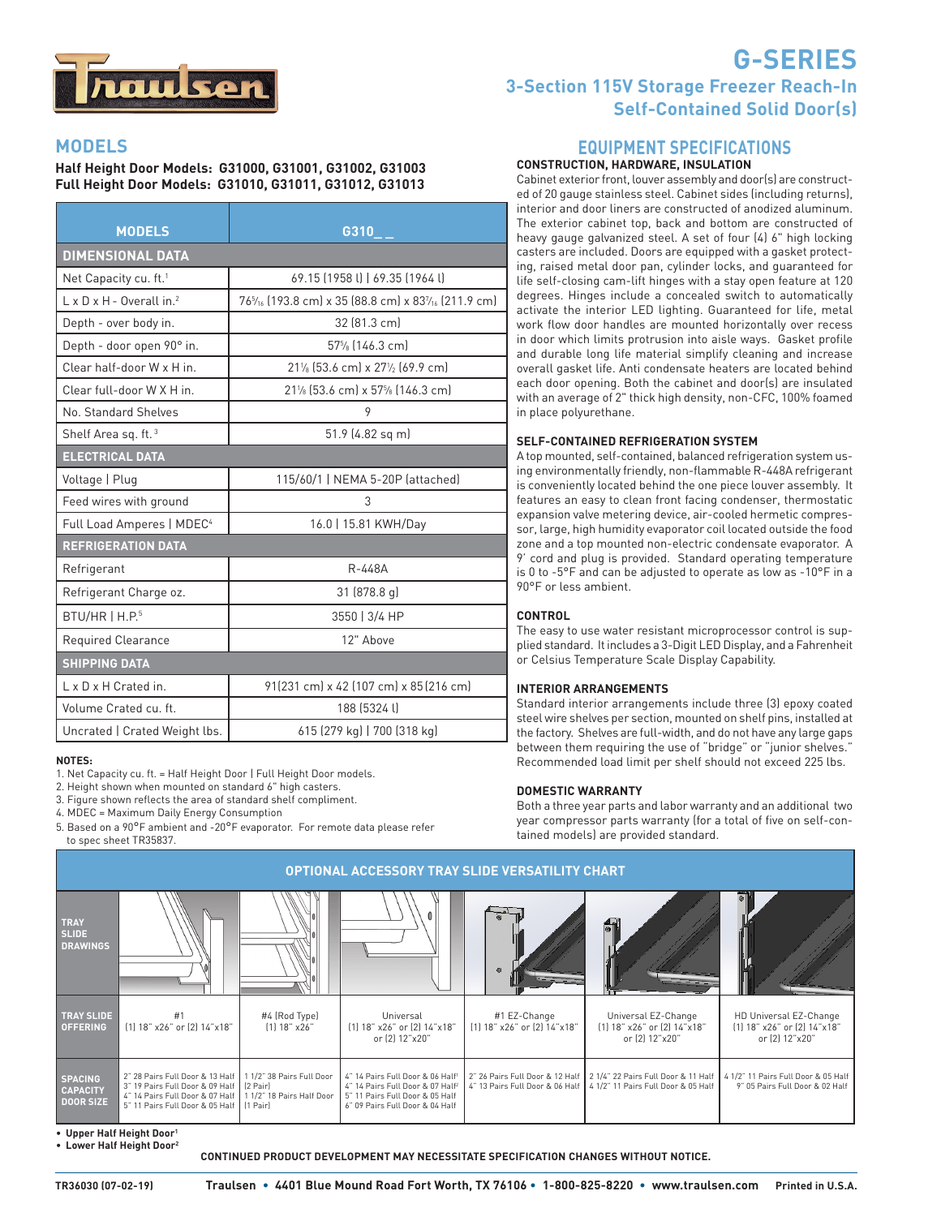# G-SERIES

## 3-Section 115V Storage Freezer Reach-In Self-Contained Solid Door(s)

## MODELS

**Half Height Door Models: G31000, G31001, G31002, G31003**
**Full Height Door Models: G31010, G31011, G31012, G31013**

| MODELS | G310_ _ |
|---|---|
| **DIMENSIONAL DATA** | |
| Net Capacity cu. ft.[1] | 69.15 (1958 l) \| 69.35 (1964 l) |
| L x D x H - Overall in.[2] | 76⁵⁄₁₆ (193.8 cm) x 35 (88.8 cm) x 83⁷⁄₁₆ (211.9 cm) |
| Depth - over body in. | 32 (81.3 cm) |
| Depth - door open 90° in. | 57⁵⁄₈ (146.3 cm) |
| Clear half-door W x H in. | 21⅛ (53.6 cm) x 27½ (69.9 cm) |
| Clear full-door W X H in. | 21⅛ (53.6 cm) x 57⁵⁄₈ (146.3 cm) |
| No. Standard Shelves | 9 |
| Shelf Area sq. ft.[3] | 51.9 (4.82 sq m) |
| **ELECTRICAL DATA** | |
| Voltage \| Plug | 115/60/1 \| NEMA 5-20P (attached) |
| Feed wires with ground | 3 |
| Full Load Amperes \| MDEC[4] | 16.0 \| 15.81 KWH/Day |
| **REFRIGERATION DATA** | |
| Refrigerant | R-448A |
| Refrigerant Charge oz. | 31 (878.8 g) |
| BTU/HR \| H.P.[5] | 3550 \| 3/4 HP |
| Required Clearance | 12" Above |
| **SHIPPING DATA** | |
| L x D x H Crated in. | 91(231 cm) x 42 (107 cm) x 85(216 cm) |
| Volume Crated cu. ft. | 188 (5324 l) |
| Uncrated \| Crated Weight lbs. | 615 (279 kg) \| 700 (318 kg) |

**NOTES:**

1. Net Capacity cu. ft. = Half Height Door | Full Height Door models.
2. Height shown when mounted on standard 6" high casters.
3. Figure shown reflects the area of standard shelf compliment.
4. MDEC = Maximum Daily Energy Consumption
5. Based on a 90°F ambient and -20°F evaporator. For remote data please refer to spec sheet TR35837.

## EQUIPMENT SPECIFICATIONS

### CONSTRUCTION, HARDWARE, INSULATION

Cabinet exterior front, louver assembly and door(s) are constructed of 20 gauge stainless steel. Cabinet sides (including returns), interior and door liners are constructed of anodized aluminum. The exterior cabinet top, back and bottom are constructed of heavy gauge galvanized steel. A set of four (4) 6" high locking casters are included. Doors are equipped with a gasket protecting, raised metal door pan, cylinder locks, and guaranteed for life self-closing cam-lift hinges with a stay open feature at 120 degrees. Hinges include a concealed switch to automatically activate the interior LED lighting. Guaranteed for life, metal work flow door handles are mounted horizontally over recess in door which limits protrusion into aisle ways. Gasket profile and durable long life material simplify cleaning and increase overall gasket life. Anti condensate heaters are located behind each door opening. Both the cabinet and door(s) are insulated with an average of 2" thick high density, non-CFC, 100% foamed in place polyurethane.

### SELF-CONTAINED REFRIGERATION SYSTEM

A top mounted, self-contained, balanced refrigeration system using environmentally friendly, non-flammable R-448A refrigerant is conveniently located behind the one piece louver assembly. It features an easy to clean front facing condenser, thermostatic expansion valve metering device, air-cooled hermetic compressor, large, high humidity evaporator coil located outside the food zone and a top mounted non-electric condensate evaporator. A 9' cord and plug is provided. Standard operating temperature is 0 to -5°F and can be adjusted to operate as low as -10°F in a 90°F or less ambient.

### CONTROL

The easy to use water resistant microprocessor control is supplied standard. It includes a 3-Digit LED Display, and a Fahrenheit or Celsius Temperature Scale Display Capability.

### INTERIOR ARRANGEMENTS

Standard interior arrangements include three (3) epoxy coated steel wire shelves per section, mounted on shelf pins, installed at the factory. Shelves are full-width, and do not have any large gaps between them requiring the use of "bridge" or "junior shelves." Recommended load limit per shelf should not exceed 225 lbs.

### DOMESTIC WARRANTY

Both a three year parts and labor warranty and an additional two year compressor parts warranty (for a total of five on self-contained models) are provided standard.

## OPTIONAL ACCESSORY TRAY SLIDE VERSATILITY CHART

| | | | | | | |
|---|---|---|---|---|---|---|
| **TRAY SLIDE DRAWINGS** | | | | | | |
| **TRAY SLIDE OFFERING** | #1<br>(1) 18" x26" or (2) 14"x18" | #4 (Rod Type)<br>(1) 18" x26" | Universal<br>(1) 18" x26" or (2) 14"x18" or (2) 12"x20" | #1 EZ-Change<br>(1) 18" x26" or (2) 14"x18" | Universal EZ-Change<br>(1) 18" x26" or (2) 14"x18" or (2) 12"x20" | HD Universal EZ-Change<br>(1) 18" x26" or (2) 14"x18" or (2) 12"x20" |
| **SPACING CAPACITY DOOR SIZE** | 2" 28 Pairs Full Door & 13 Half<br>3" 19 Pairs Full Door & 09 Half<br>4" 14 Pairs Full Door & 07 Half<br>5" 11 Pairs Full Door & 05 Half | 1 1/2" 38 Pairs Full Door (2 Pair)<br>1 1/2" 18 Pairs Half Door (1 Pair) | 4" 14 Pairs Full Door & 06 Half[1]<br>4" 14 Pairs Full Door & 07 Half[2]<br>5" 11 Pairs Full Door & 05 Half<br>6" 09 Pairs Full Door & 04 Half | 2" 26 Pairs Full Door & 12 Half<br>4" 13 Pairs Full Door & 06 Half | 2 1/4" 22 Pairs Full Door & 11 Half<br>4 1/2" 11 Pairs Full Door & 05 Half | 4 1/2" 11 Pairs Full Door & 05 Half<br>9" 05 Pairs Full Door & 02 Half |

- **Upper Half Height Door[1]**
- **Lower Half Height Door[2]**

**CONTINUED PRODUCT DEVELOPMENT MAY NECESSITATE SPECIFICATION CHANGES WITHOUT NOTICE.**

TR36030 (07-02-19) **Traulsen • 4401 Blue Mound Road Fort Worth, TX 76106 • 1-800-825-8220 • www.traulsen.com** Printed in U.S.A.